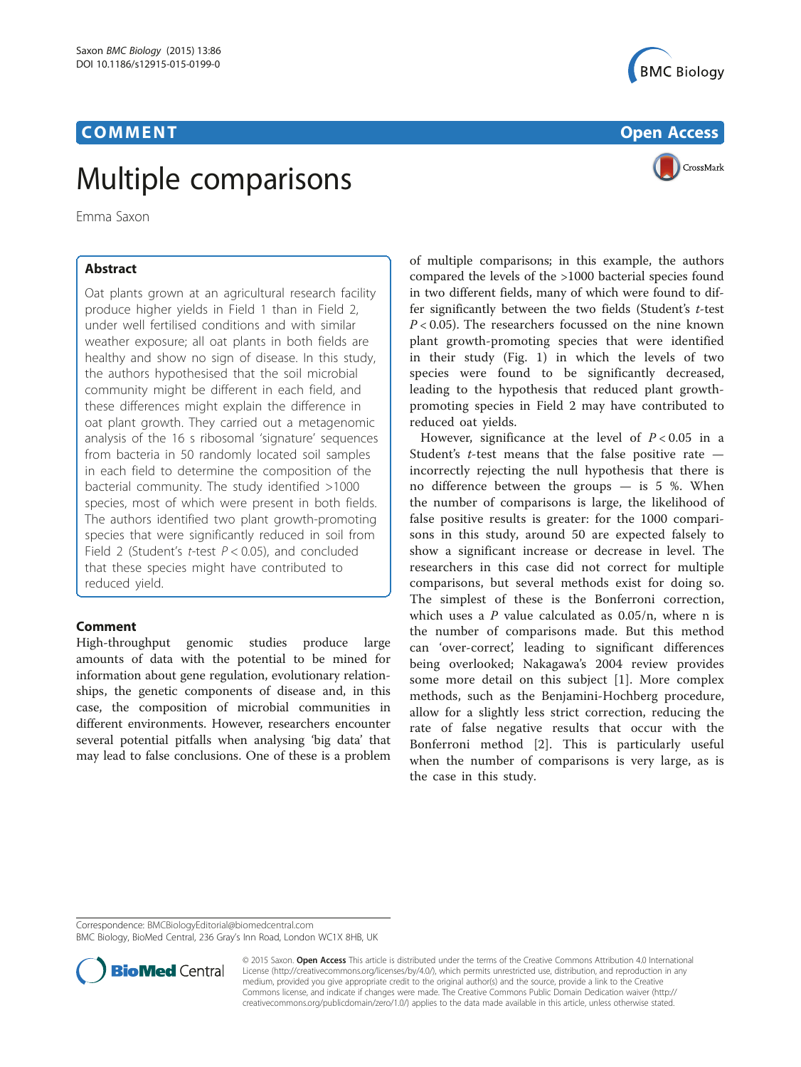# COMMENT

Open Access

# Multiple comparisons

Emma Saxon

## Abstract

Oat plants grown at an agricultural research facility produce higher yields in Field 1 than in Field 2, under well fertilised conditions and with similar weather exposure; all oat plants in both fields are healthy and show no sign of disease. In this study, the authors hypothesised that the soil microbial community might be different in each field, and these differences might explain the difference in oat plant growth. They carried out a metagenomic analysis of the 16 s ribosomal 'signature' sequences from bacteria in 50 randomly located soil samples in each field to determine the composition of the bacterial community. The study identified >1000 species, most of which were present in both fields. The authors identified two plant growth-promoting species that were significantly reduced in soil from Field 2 (Student's *t*-test $P < 0.05$), and concluded that these species might have contributed to reduced yield.

## Comment

High-throughput genomic studies produce large amounts of data with the potential to be mined for information about gene regulation, evolutionary relationships, the genetic components of disease and, in this case, the composition of microbial communities in different environments. However, researchers encounter several potential pitfalls when analysing 'big data' that may lead to false conclusions. One of these is a problem of multiple comparisons; in this example, the authors compared the levels of the >1000 bacterial species found in two different fields, many of which were found to differ significantly between the two fields (Student's *t*-test $P < 0.05$). The researchers focussed on the nine known plant growth-promoting species that were identified in their study (Fig. 1) in which the levels of two species were found to be significantly decreased, leading to the hypothesis that reduced plant growth-promoting species in Field 2 may have contributed to reduced oat yields.

However, significance at the level of $P < 0.05$ in a Student's *t*-test means that the false positive rate — incorrectly rejecting the null hypothesis that there is no difference between the groups — is 5 %. When the number of comparisons is large, the likelihood of false positive results is greater: for the 1000 comparisons in this study, around 50 are expected falsely to show a significant increase or decrease in level. The researchers in this case did not correct for multiple comparisons, but several methods exist for doing so. The simplest of these is the Bonferroni correction, which uses a *P* value calculated as 0.05/n, where n is the number of comparisons made. But this method can 'over-correct', leading to significant differences being overlooked; Nakagawa's 2004 review provides some more detail on this subject [1]. More complex methods, such as the Benjamini-Hochberg procedure, allow for a slightly less strict correction, reducing the rate of false negative results that occur with the Bonferroni method [2]. This is particularly useful when the number of comparisons is very large, as is the case in this study.

Correspondence: BMCBiologyEditorial@biomedcentral.com
BMC Biology, BioMed Central, 236 Gray's Inn Road, London WC1X 8HB, UK

© 2015 Saxon. **Open Access** This article is distributed under the terms of the Creative Commons Attribution 4.0 International License (http://creativecommons.org/licenses/by/4.0/), which permits unrestricted use, distribution, and reproduction in any medium, provided you give appropriate credit to the original author(s) and the source, provide a link to the Creative Commons license, and indicate if changes were made. The Creative Commons Public Domain Dedication waiver (http://creativecommons.org/publicdomain/zero/1.0/) applies to the data made available in this article, unless otherwise stated.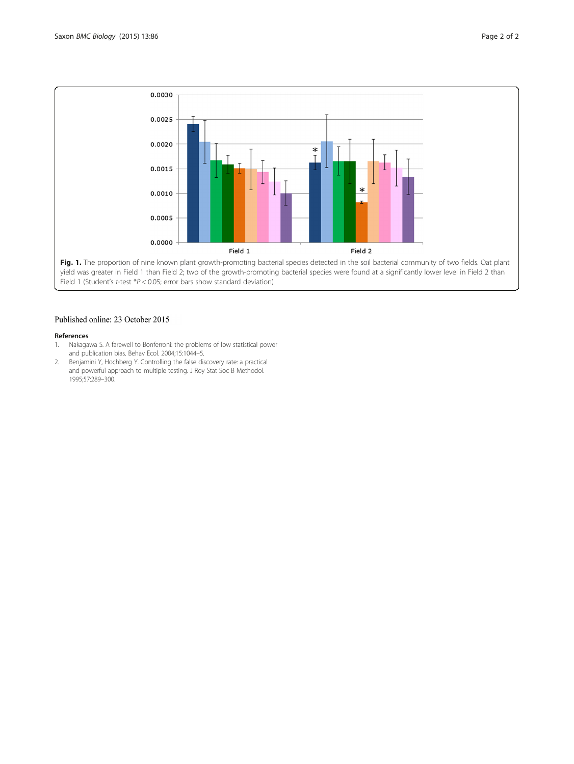0.0030
0.0025
0.0020
0.0015
0.0010
0.0005
0.0000

Field 1
Field 2

*
*

**Fig. 1.** The proportion of nine known plant growth-promoting bacterial species detected in the soil bacterial community of two fields. Oat plant yield was greater in Field 1 than Field 2; two of the growth-promoting bacterial species were found at a significantly lower level in Field 2 than Field 1 (Student's *t*-test $*P < 0.05$; error bars show standard deviation)

Published online: 23 October 2015

### References

1. Nakagawa S. A farewell to Bonferroni: the problems of low statistical power and publication bias. Behav Ecol. 2004;15:1044–5.
2. Benjamini Y, Hochberg Y. Controlling the false discovery rate: a practical and powerful approach to multiple testing. J Roy Stat Soc B Methodol. 1995;57:289–300.